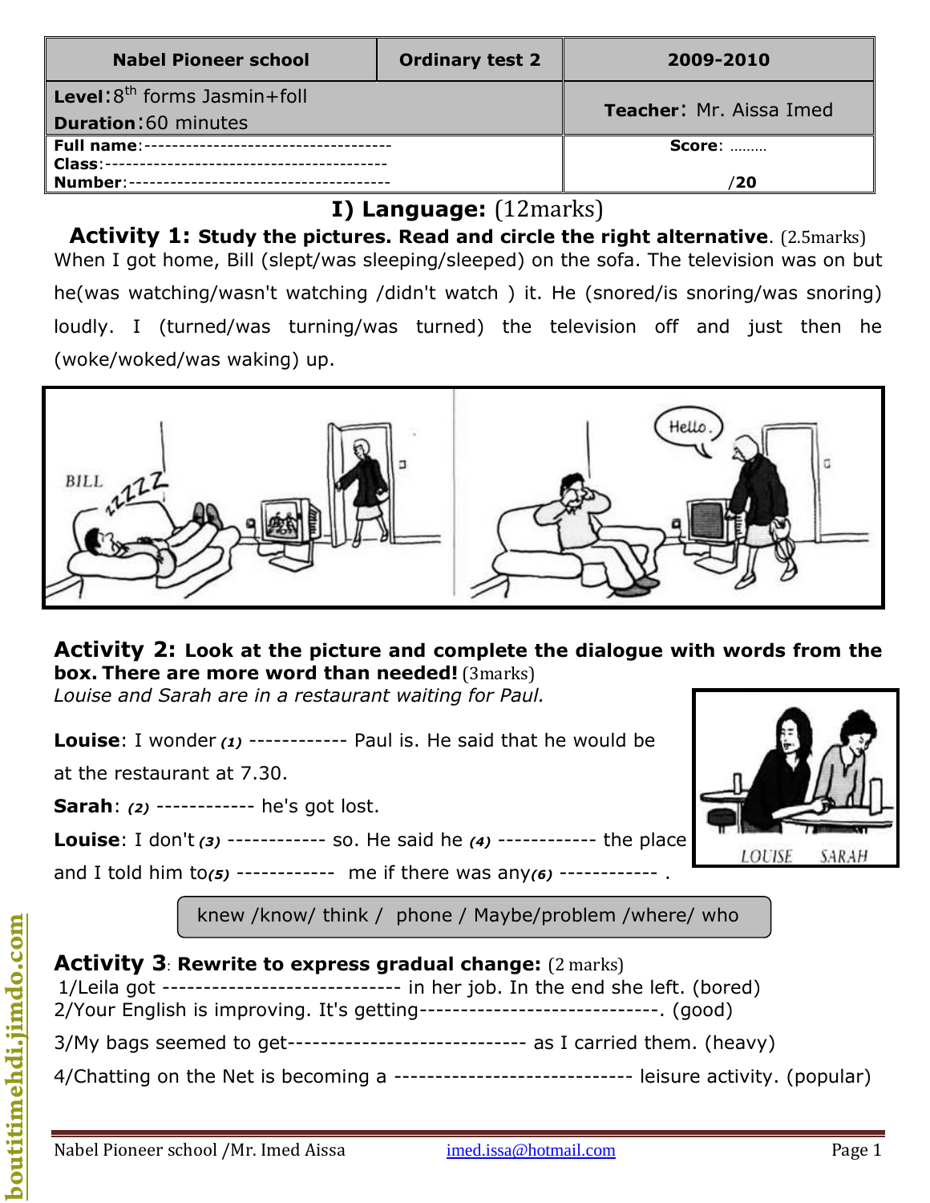| Nabel Pioneer school | Ordinary test 2 | 2009-2010 |
|---|---|---|
| **Level**: 8th forms Jasmin+foll<br>**Duration**: 60 minutes | | **Teacher**: Mr. Aissa Imed |
| **Full name**:-----------------------------------<br>**Class**:----------------------------------------<br>**Number**:-------------------------------------- | | **Score**: ………<br>/20 |

## I) Language: (12marks)

**Activity 1: Study the pictures. Read and circle the right alternative**. (2.5marks)

When I got home, Bill (slept/was sleeping/sleeped) on the sofa. The television was on but he(was watching/wasn't watching /didn't watch ) it. He (snored/is snoring/was snoring) loudly. I (turned/was turning/was turned) the television off and just then he (woke/woked/was waking) up.

**Activity 2: Look at the picture and complete the dialogue with words from the box. There are more word than needed!** (3marks)

*Louise and Sarah are in a restaurant waiting for Paul.*

**Louise**: I wonder ***(1)*** ------------ Paul is. He said that he would be at the restaurant at 7.30.

**Sarah**: ***(2)*** ------------ he's got lost.

**Louise**: I don't ***(3)*** ------------ so. He said he ***(4)*** ------------ the place and I told him to ***(5)*** ------------ me if there was any ***(6)*** ------------ .

| knew /know/ think / phone / Maybe/problem /where/ who |
|---|

**Activity 3**: **Rewrite to express gradual change:** (2 marks)

1/Leila got ----------------------------- in her job. In the end she left. (bored)

2/Your English is improving. It's getting-----------------------------. (good)

3/My bags seemed to get----------------------------- as I carried them. (heavy)

4/Chatting on the Net is becoming a ----------------------------- leisure activity. (popular)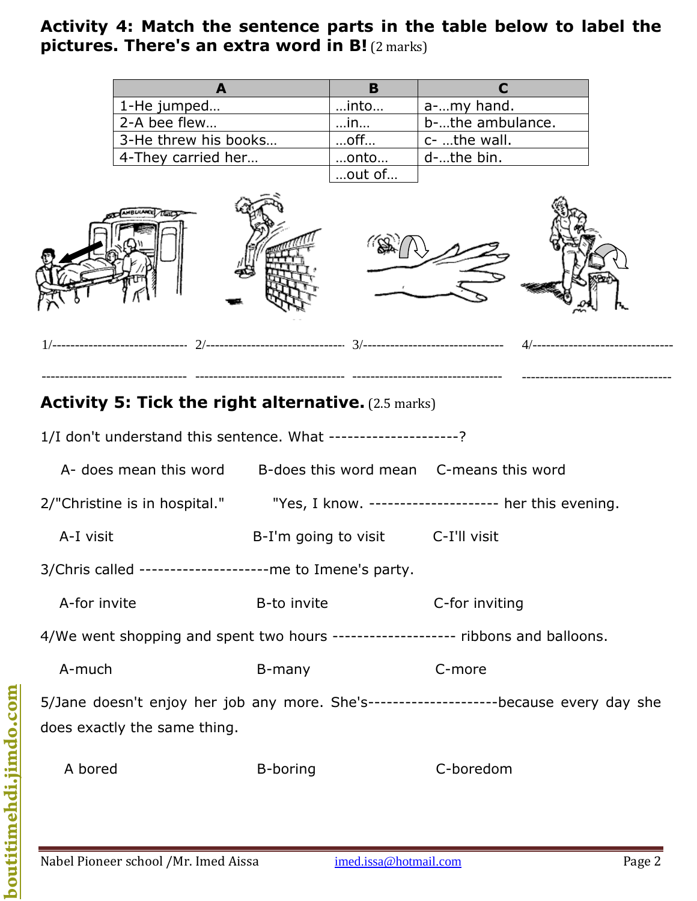## Activity 4: Match the sentence parts in the table below to label the pictures. There's an extra word in B! (2 marks)

| A | B | C |
|---|---|---|
| 1-He jumped… | …into… | a-…my hand. |
| 2-A bee flew… | …in… | b-…the ambulance. |
| 3-He threw his books… | …off… | c- …the wall. |
| 4-They carried her… | …onto… | d-…the bin. |
| | …out of… | |

1/------------------------------ 2/------------------------------ 3/------------------------------ 4/------------------------------

------------------------------ ------------------------------ ------------------------------ ------------------------------

## Activity 5: Tick the right alternative. (2.5 marks)

1/I don't understand this sentence. What ---------------------?

A- does mean this word B-does this word mean C-means this word

2/"Christine is in hospital." "Yes, I know. --------------------- her this evening.

A-I visit B-I'm going to visit C-I'll visit

3/Chris called ---------------------me to Imene's party.

A-for invite B-to invite C-for inviting

4/We went shopping and spent two hours -------------------- ribbons and balloons.

A-much B-many C-more

5/Jane doesn't enjoy her job any more. She's---------------------because every day she does exactly the same thing.

A bored B-boring C-boredom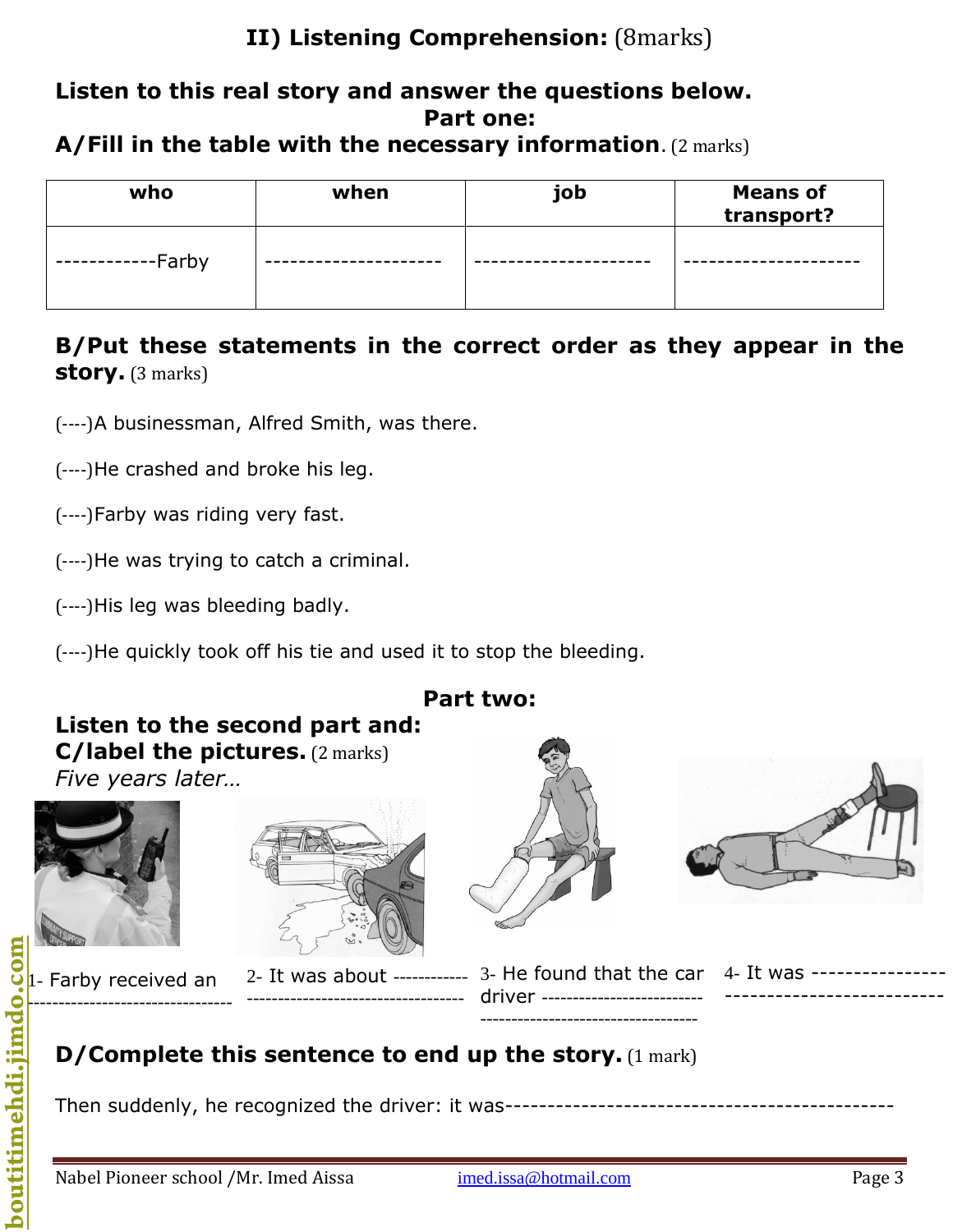## II) Listening Comprehension: (8marks)

**Listen to this real story and answer the questions below.**

**Part one:**

**A/Fill in the table with the necessary information**. (2 marks)

| who | when | job | Means of transport? |
|---|---|---|---|
| ------------Farby | --------------------- | --------------------- | --------------------- |

**B/Put these statements in the correct order as they appear in the story.** (3 marks)

(----)A businessman, Alfred Smith, was there.

(----)He crashed and broke his leg.

(----)Farby was riding very fast.

(----)He was trying to catch a criminal.

(----)His leg was bleeding badly.

(----)He quickly took off his tie and used it to stop the bleeding.

**Part two:**

**Listen to the second part and:**

**C/label the pictures.** (2 marks)

*Five years later…*

1- Farby received an --------------------------------

2- It was about ------------ -----------------------------------

3- He found that the car driver -------------------------- -----------------------------------

4- It was ---------------- --------------------------

**D/Complete this sentence to end up the story.** (1 mark)

Then suddenly, he recognized the driver: it was---------------------------------------------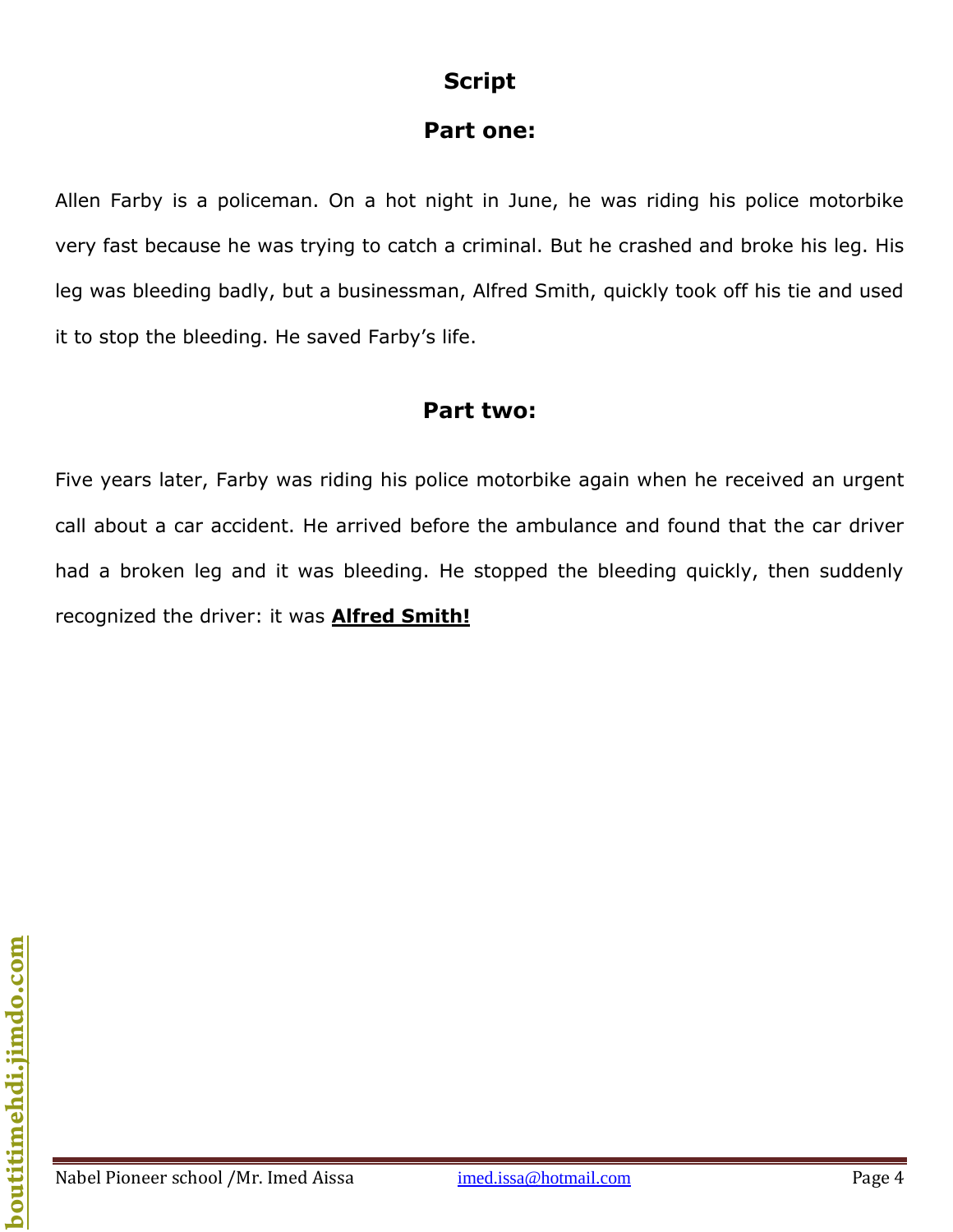# Script

## Part one:

Allen Farby is a policeman. On a hot night in June, he was riding his police motorbike very fast because he was trying to catch a criminal. But he crashed and broke his leg. His leg was bleeding badly, but a businessman, Alfred Smith, quickly took off his tie and used it to stop the bleeding. He saved Farby's life.

## Part two:

Five years later, Farby was riding his police motorbike again when he received an urgent call about a car accident. He arrived before the ambulance and found that the car driver had a broken leg and it was bleeding. He stopped the bleeding quickly, then suddenly recognized the driver: it was <u>**Alfred Smith!**</u>